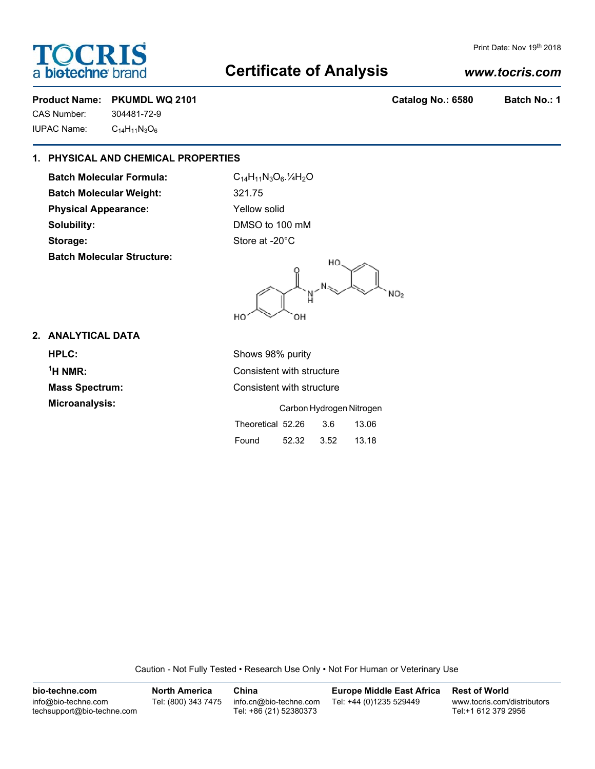# Certificate of Analysis

TOCRIS a biotechne brand

Print Date: Nov 19th 2018

*www.tocris.com*

**Product Name: PKUMDL WQ 2101** **Catalog No.: 6580** **Batch No.: 1**

CAS Number: 304481-72-9

IUPAC Name: $C_{14}H_{11}N_3O_6$

## 1. PHYSICAL AND CHEMICAL PROPERTIES

**Batch Molecular Formula:** $C_{14}H_{11}N_3O_6.¼H_2O$

**Batch Molecular Weight:** 321.75

**Physical Appearance:** Yellow solid

**Solubility:** DMSO to 100 mM

**Storage:** Store at -20°C

**Batch Molecular Structure:**

## 2. ANALYTICAL DATA

**HPLC:** Shows 98% purity

**$^1$H NMR:** Consistent with structure

**Mass Spectrum:** Consistent with structure

**Microanalysis:**

| | Carbon | Hydrogen | Nitrogen |
|---|---|---|---|
| Theoretical | 52.26 | 3.6 | 13.06 |
| Found | 52.32 | 3.52 | 13.18 |

Caution - Not Fully Tested • Research Use Only • Not For Human or Veterinary Use

**bio-techne.com**
info@bio-techne.com
techsupport@bio-techne.com

**North America**
Tel: (800) 343 7475

**China**
info.cn@bio-techne.com
Tel: +86 (21) 52380373

**Europe Middle East Africa**
Tel: +44 (0)1235 529449

**Rest of World**
www.tocris.com/distributors
Tel:+1 612 379 2956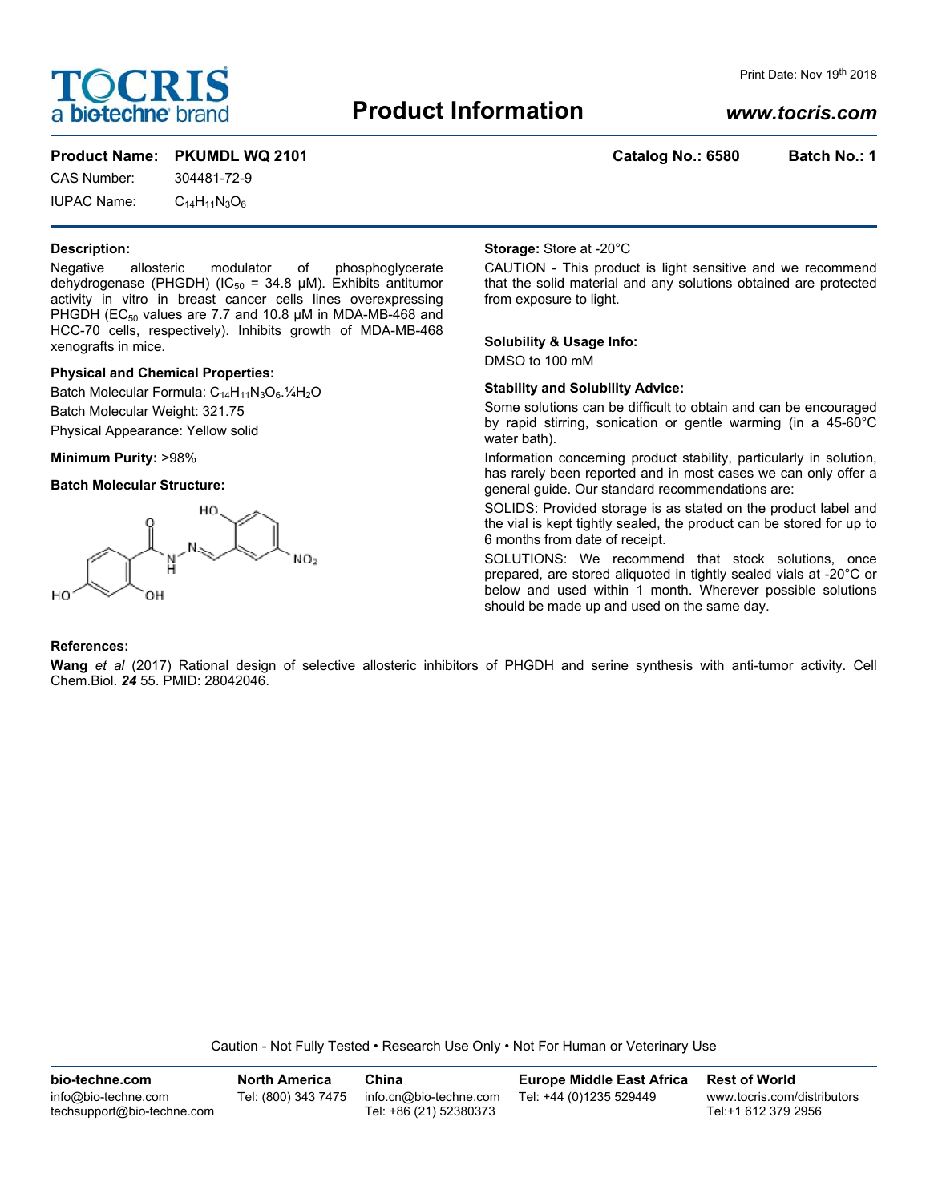# Product Information

Print Date: Nov 19th 2018

www.tocris.com

**Product Name: PKUMDL WQ 2101** **Catalog No.: 6580** **Batch No.: 1**

CAS Number: 304481-72-9

IUPAC Name: $C_{14}H_{11}N_3O_6$

### Description:

Negative allosteric modulator of phosphoglycerate dehydrogenase (PHGDH) ($IC_{50}$ = 34.8 μM). Exhibits antitumor activity in vitro in breast cancer cells lines overexpressing PHGDH ($EC_{50}$ values are 7.7 and 10.8 μM in MDA-MB-468 and HCC-70 cells, respectively). Inhibits growth of MDA-MB-468 xenografts in mice.

### Physical and Chemical Properties:

Batch Molecular Formula: $C_{14}H_{11}N_3O_6.¼H_2O$

Batch Molecular Weight: 321.75

Physical Appearance: Yellow solid

**Minimum Purity:** >98%

### Batch Molecular Structure:

### Storage:

Store at -20°C

CAUTION - This product is light sensitive and we recommend that the solid material and any solutions obtained are protected from exposure to light.

### Solubility & Usage Info:

DMSO to 100 mM

### Stability and Solubility Advice:

Some solutions can be difficult to obtain and can be encouraged by rapid stirring, sonication or gentle warming (in a 45-60°C water bath).

Information concerning product stability, particularly in solution, has rarely been reported and in most cases we can only offer a general guide. Our standard recommendations are:

SOLIDS: Provided storage is as stated on the product label and the vial is kept tightly sealed, the product can be stored for up to 6 months from date of receipt.

SOLUTIONS: We recommend that stock solutions, once prepared, are stored aliquoted in tightly sealed vials at -20°C or below and used within 1 month. Wherever possible solutions should be made up and used on the same day.

### References:

**Wang** *et al* (2017) Rational design of selective allosteric inhibitors of PHGDH and serine synthesis with anti-tumor activity. Cell Chem.Biol. ***24*** 55. PMID: 28042046.

Caution - Not Fully Tested • Research Use Only • Not For Human or Veterinary Use

| bio-techne.com | North America | China | Europe Middle East Africa | Rest of World |
|---|---|---|---|---|
| info@bio-techne.com techsupport@bio-techne.com | Tel: (800) 343 7475 | info.cn@bio-techne.com Tel: +86 (21) 52380373 | Tel: +44 (0)1235 529449 | www.tocris.com/distributors Tel:+1 612 379 2956 |